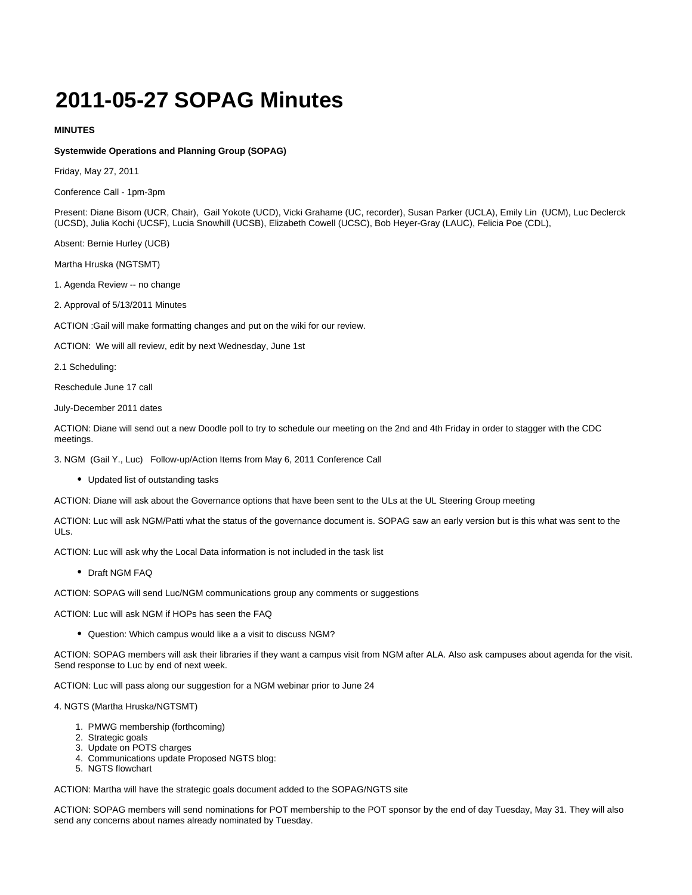# 2011-05-27 SOPAG Minutes

**MINUTES**

**Systemwide Operations and Planning Group (SOPAG)**

Friday, May 27, 2011

Conference Call - 1pm-3pm

Present: Diane Bisom (UCR, Chair), Gail Yokote (UCD), Vicki Grahame (UC, recorder), Susan Parker (UCLA), Emily Lin (UCM), Luc Declerck (UCSD), Julia Kochi (UCSF), Lucia Snowhill (UCSB), Elizabeth Cowell (UCSC), Bob Heyer-Gray (LAUC), Felicia Poe (CDL),

Absent: Bernie Hurley (UCB)

Martha Hruska (NGTSMT)

1. Agenda Review -- no change

2. Approval of 5/13/2011 Minutes

ACTION :Gail will make formatting changes and put on the wiki for our review.

ACTION: We will all review, edit by next Wednesday, June 1st

2.1 Scheduling:

Reschedule June 17 call

July-December 2011 dates

ACTION: Diane will send out a new Doodle poll to try to schedule our meeting on the 2nd and 4th Friday in order to stagger with the CDC meetings.

3. NGM (Gail Y., Luc) Follow-up/Action Items from May 6, 2011 Conference Call

- Updated list of outstanding tasks

ACTION: Diane will ask about the Governance options that have been sent to the ULs at the UL Steering Group meeting

ACTION: Luc will ask NGM/Patti what the status of the governance document is. SOPAG saw an early version but is this what was sent to the ULs.

ACTION: Luc will ask why the Local Data information is not included in the task list

- Draft NGM FAQ

ACTION: SOPAG will send Luc/NGM communications group any comments or suggestions

ACTION: Luc will ask NGM if HOPs has seen the FAQ

- Question: Which campus would like a a visit to discuss NGM?

ACTION: SOPAG members will ask their libraries if they want a campus visit from NGM after ALA. Also ask campuses about agenda for the visit. Send response to Luc by end of next week.

ACTION: Luc will pass along our suggestion for a NGM webinar prior to June 24

4. NGTS (Martha Hruska/NGTSMT)

1. PMWG membership (forthcoming)
2. Strategic goals
3. Update on POTS charges
4. Communications update Proposed NGTS blog:
5. NGTS flowchart

ACTION: Martha will have the strategic goals document added to the SOPAG/NGTS site

ACTION: SOPAG members will send nominations for POT membership to the POT sponsor by the end of day Tuesday, May 31. They will also send any concerns about names already nominated by Tuesday.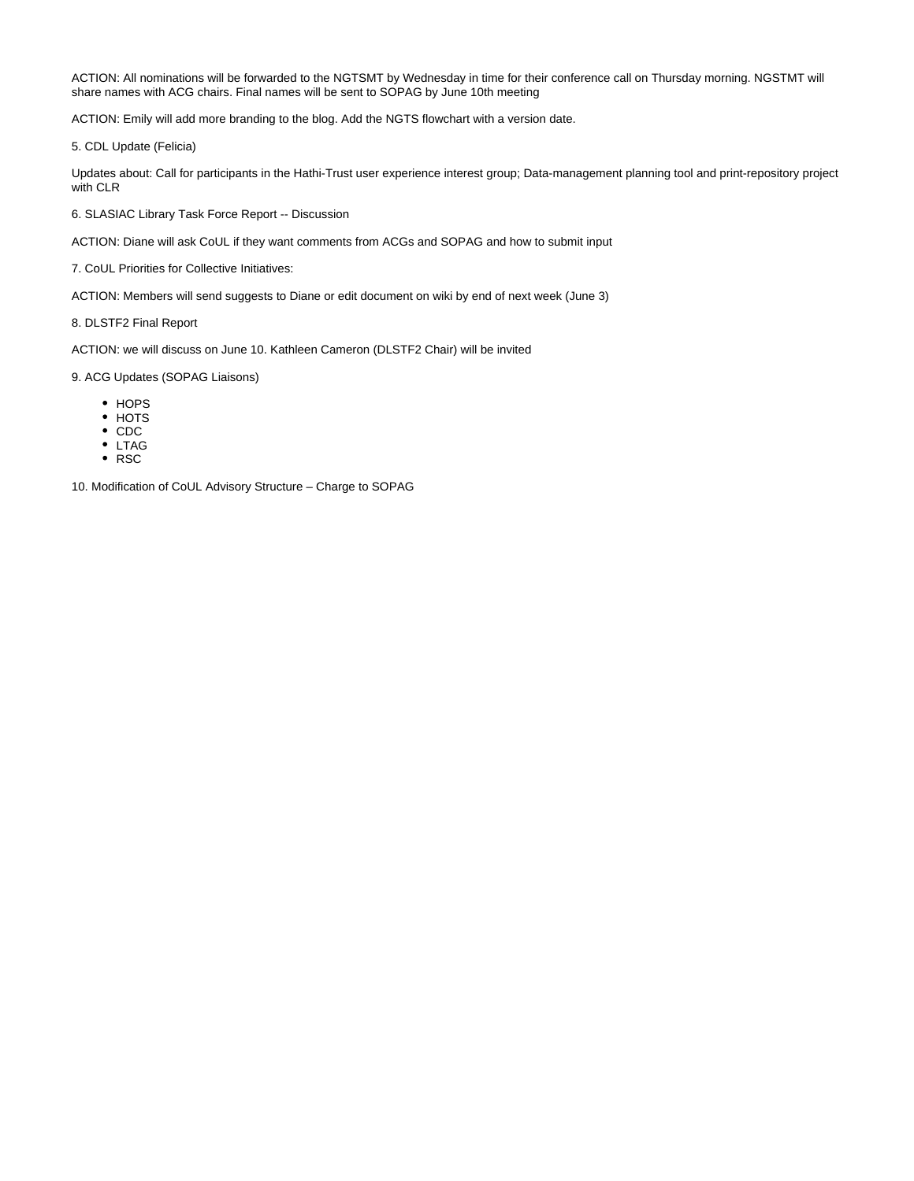ACTION: All nominations will be forwarded to the NGTSMT by Wednesday in time for their conference call on Thursday morning. NGSTMT will share names with ACG chairs. Final names will be sent to SOPAG by June 10th meeting

ACTION: Emily will add more branding to the blog. Add the NGTS flowchart with a version date.

5. CDL Update (Felicia)

Updates about: Call for participants in the Hathi-Trust user experience interest group; Data-management planning tool and print-repository project with CLR

6. SLASIAC Library Task Force Report -- Discussion

ACTION: Diane will ask CoUL if they want comments from ACGs and SOPAG and how to submit input

7. CoUL Priorities for Collective Initiatives:

ACTION: Members will send suggests to Diane or edit document on wiki by end of next week (June 3)

8. DLSTF2 Final Report

ACTION: we will discuss on June 10. Kathleen Cameron (DLSTF2 Chair) will be invited

9. ACG Updates (SOPAG Liaisons)

- HOPS
- HOTS
- CDC
- LTAG
- RSC

10. Modification of CoUL Advisory Structure – Charge to SOPAG